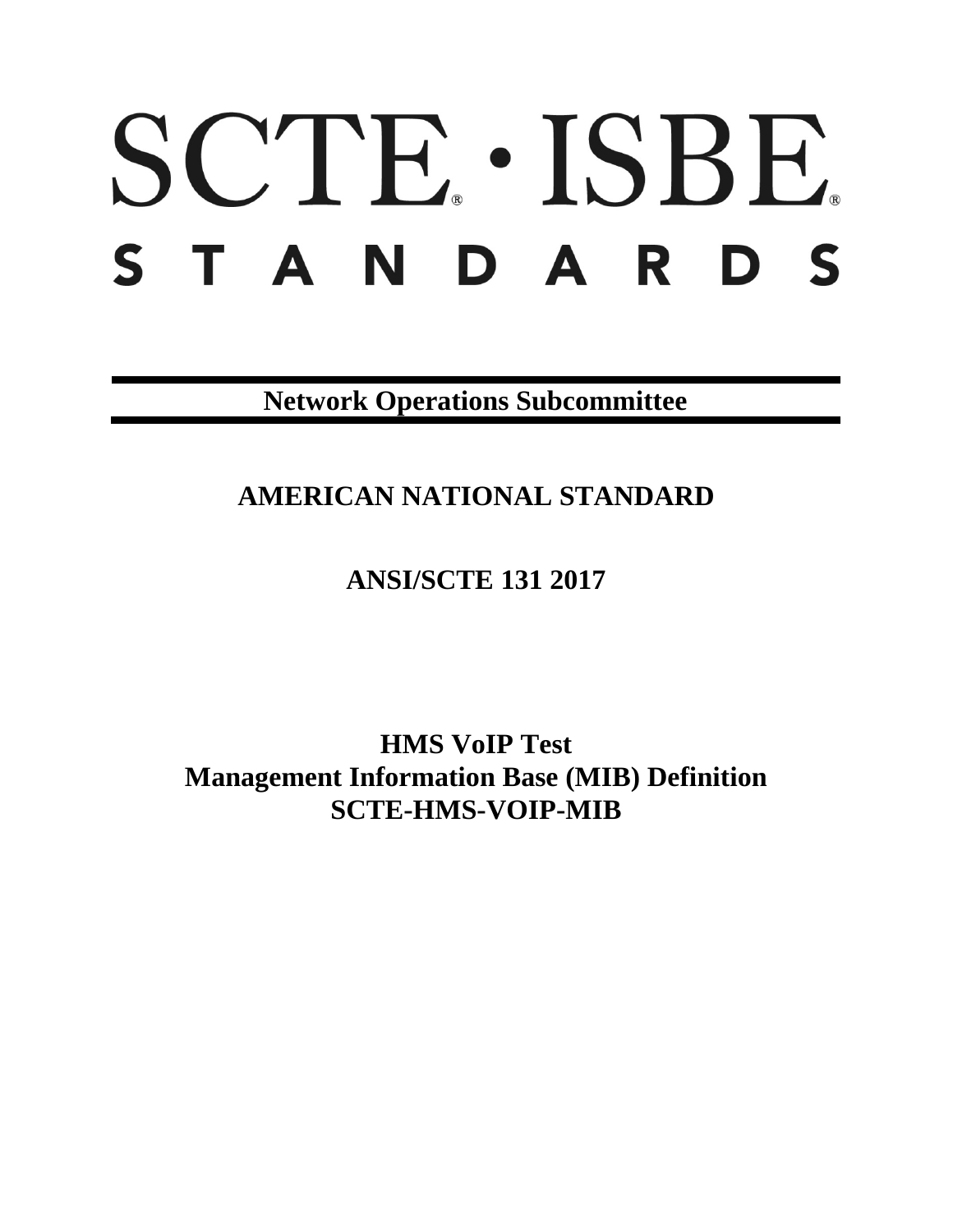# SCTE · ISBE

# STANDARDS

**Network Operations Subcommittee**

## AMERICAN NATIONAL STANDARD

## ANSI/SCTE 131 2017

# HMS VoIP Test
# Management Information Base (MIB) Definition
# SCTE-HMS-VOIP-MIB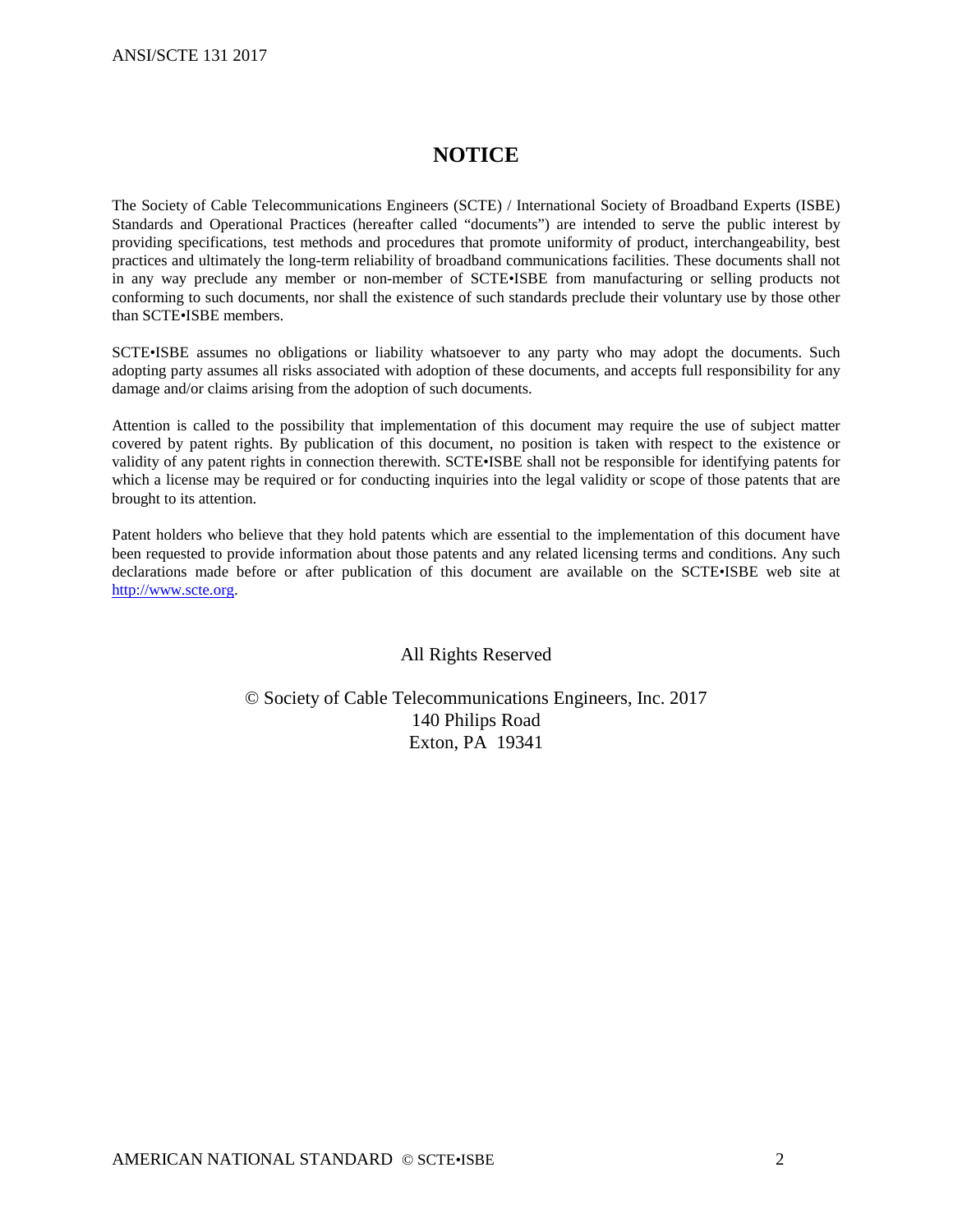# NOTICE

The Society of Cable Telecommunications Engineers (SCTE) / International Society of Broadband Experts (ISBE) Standards and Operational Practices (hereafter called "documents") are intended to serve the public interest by providing specifications, test methods and procedures that promote uniformity of product, interchangeability, best practices and ultimately the long-term reliability of broadband communications facilities. These documents shall not in any way preclude any member or non-member of SCTE•ISBE from manufacturing or selling products not conforming to such documents, nor shall the existence of such standards preclude their voluntary use by those other than SCTE•ISBE members.

SCTE•ISBE assumes no obligations or liability whatsoever to any party who may adopt the documents. Such adopting party assumes all risks associated with adoption of these documents, and accepts full responsibility for any damage and/or claims arising from the adoption of such documents.

Attention is called to the possibility that implementation of this document may require the use of subject matter covered by patent rights. By publication of this document, no position is taken with respect to the existence or validity of any patent rights in connection therewith. SCTE•ISBE shall not be responsible for identifying patents for which a license may be required or for conducting inquiries into the legal validity or scope of those patents that are brought to its attention.

Patent holders who believe that they hold patents which are essential to the implementation of this document have been requested to provide information about those patents and any related licensing terms and conditions. Any such declarations made before or after publication of this document are available on the SCTE•ISBE web site at http://www.scte.org.

All Rights Reserved

© Society of Cable Telecommunications Engineers, Inc. 2017
140 Philips Road
Exton, PA 19341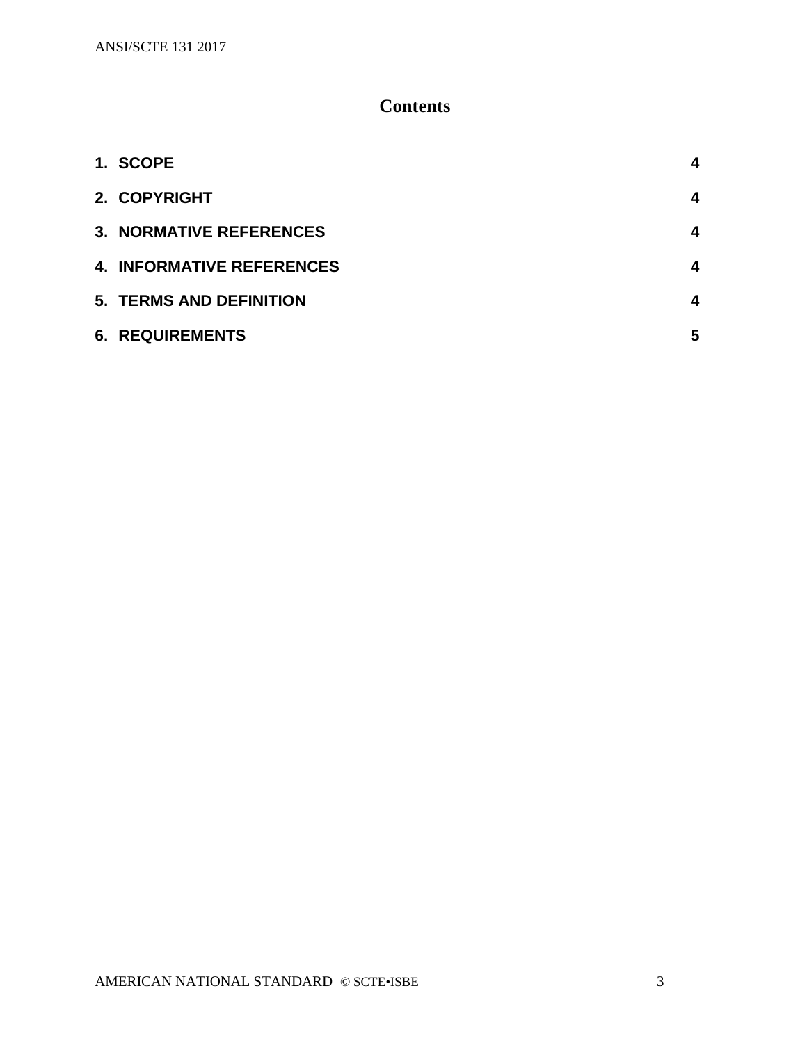# Contents

| | |
|---|---|
| **1. SCOPE** | **4** |
| **2. COPYRIGHT** | **4** |
| **3. NORMATIVE REFERENCES** | **4** |
| **4. INFORMATIVE REFERENCES** | **4** |
| **5. TERMS AND DEFINITION** | **4** |
| **6. REQUIREMENTS** | **5** |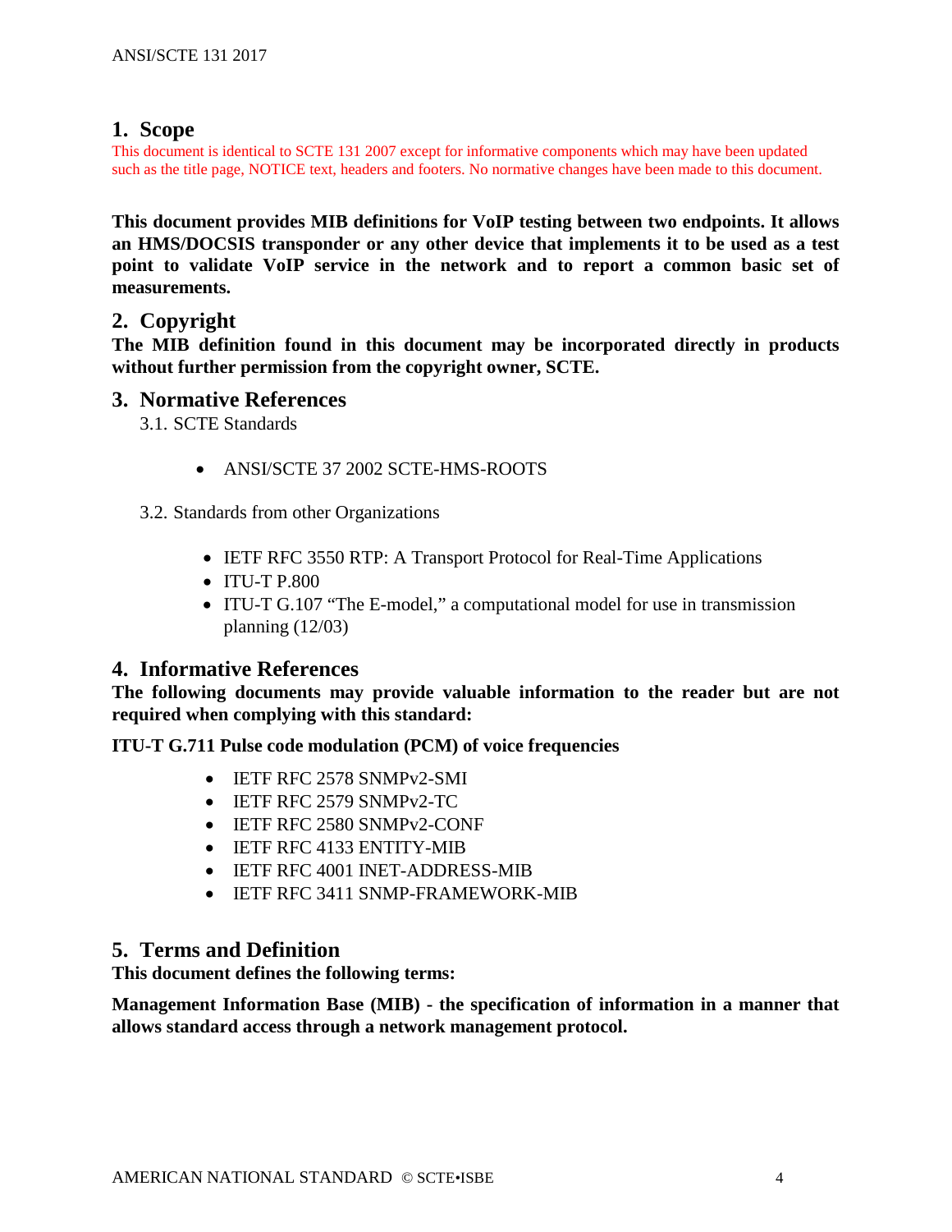## 1. Scope

This document is identical to SCTE 131 2007 except for informative components which may have been updated such as the title page, NOTICE text, headers and footers. No normative changes have been made to this document.

**This document provides MIB definitions for VoIP testing between two endpoints. It allows an HMS/DOCSIS transponder or any other device that implements it to be used as a test point to validate VoIP service in the network and to report a common basic set of measurements.**

## 2. Copyright

**The MIB definition found in this document may be incorporated directly in products without further permission from the copyright owner, SCTE.**

## 3. Normative References

### 3.1. SCTE Standards

- ANSI/SCTE 37 2002 SCTE-HMS-ROOTS

### 3.2. Standards from other Organizations

- IETF RFC 3550 RTP: A Transport Protocol for Real-Time Applications
- ITU-T P.800
- ITU-T G.107 "The E-model," a computational model for use in transmission planning (12/03)

## 4. Informative References

**The following documents may provide valuable information to the reader but are not required when complying with this standard:**

**ITU-T G.711 Pulse code modulation (PCM) of voice frequencies**

- IETF RFC 2578 SNMPv2-SMI
- IETF RFC 2579 SNMPv2-TC
- IETF RFC 2580 SNMPv2-CONF
- IETF RFC 4133 ENTITY-MIB
- IETF RFC 4001 INET-ADDRESS-MIB
- IETF RFC 3411 SNMP-FRAMEWORK-MIB

## 5. Terms and Definition

**This document defines the following terms:**

**Management Information Base (MIB) - the specification of information in a manner that allows standard access through a network management protocol.**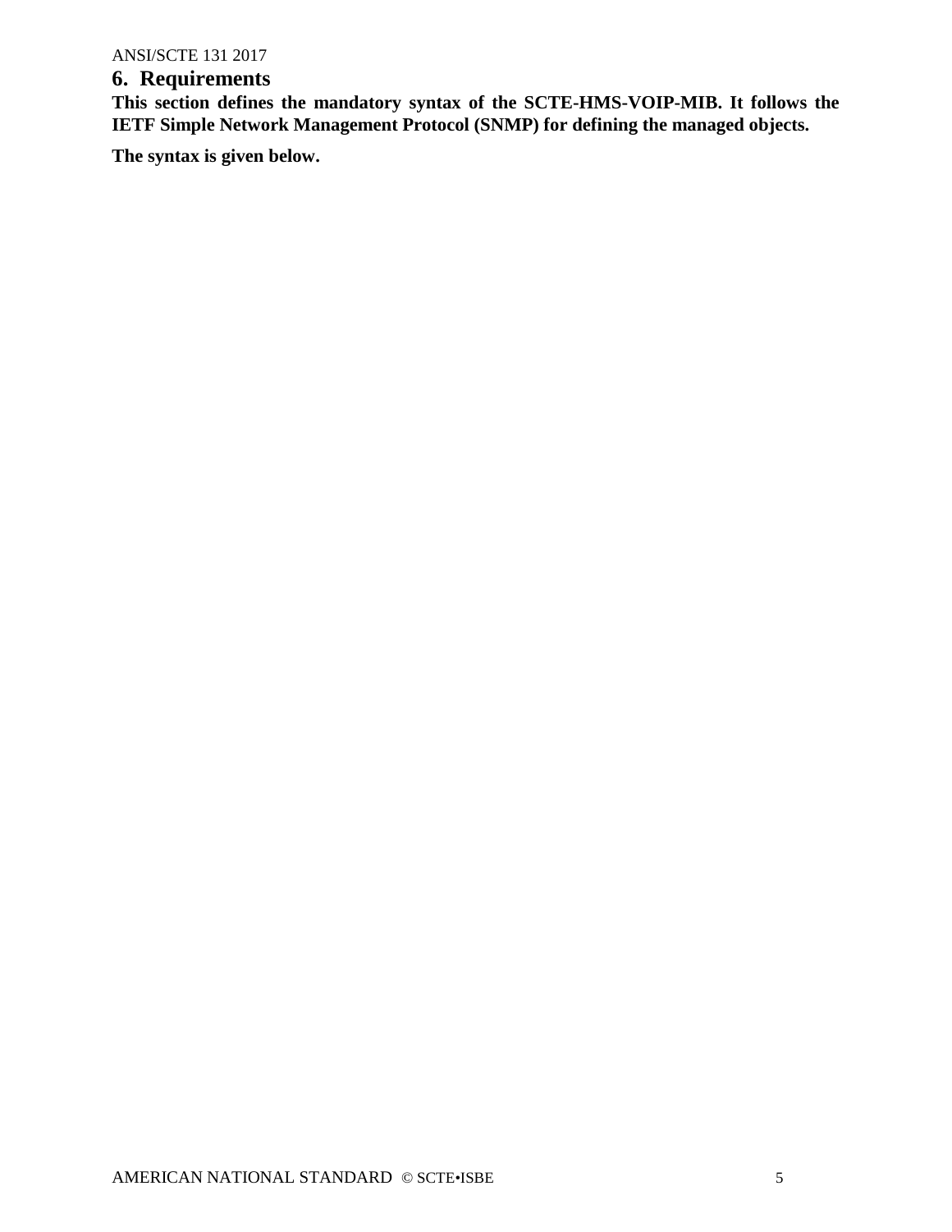# 6. Requirements

**This section defines the mandatory syntax of the SCTE-HMS-VOIP-MIB. It follows the IETF Simple Network Management Protocol (SNMP) for defining the managed objects.**

**The syntax is given below.**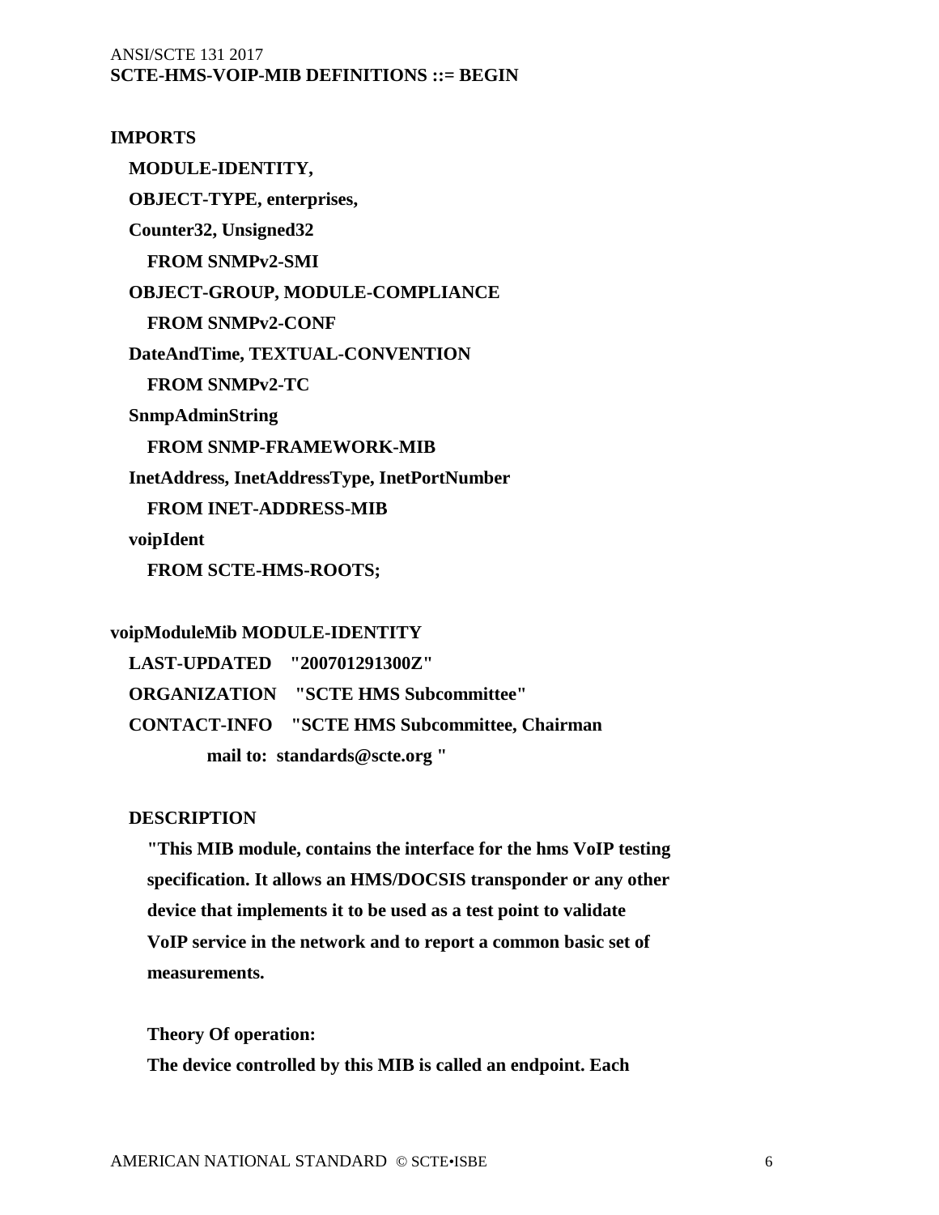```
SCTE-HMS-VOIP-MIB DEFINITIONS ::= BEGIN

IMPORTS
   MODULE-IDENTITY,
   OBJECT-TYPE, enterprises,
   Counter32, Unsigned32
      FROM SNMPv2-SMI
   OBJECT-GROUP, MODULE-COMPLIANCE
      FROM SNMPv2-CONF
   DateAndTime, TEXTUAL-CONVENTION
      FROM SNMPv2-TC
   SnmpAdminString
      FROM SNMP-FRAMEWORK-MIB
   InetAddress, InetAddressType, InetPortNumber
      FROM INET-ADDRESS-MIB
   voipIdent
      FROM SCTE-HMS-ROOTS;

voipModuleMib MODULE-IDENTITY
   LAST-UPDATED    "200701291300Z"
   ORGANIZATION    "SCTE HMS Subcommittee"
   CONTACT-INFO    "SCTE HMS Subcommittee, Chairman
            mail to:  standards@scte.org "

   DESCRIPTION
      "This MIB module, contains the interface for the hms VoIP testing
      specification. It allows an HMS/DOCSIS transponder or any other
      device that implements it to be used as a test point to validate
      VoIP service in the network and to report a common basic set of
      measurements.

      Theory Of operation:
      The device controlled by this MIB is called an endpoint. Each
```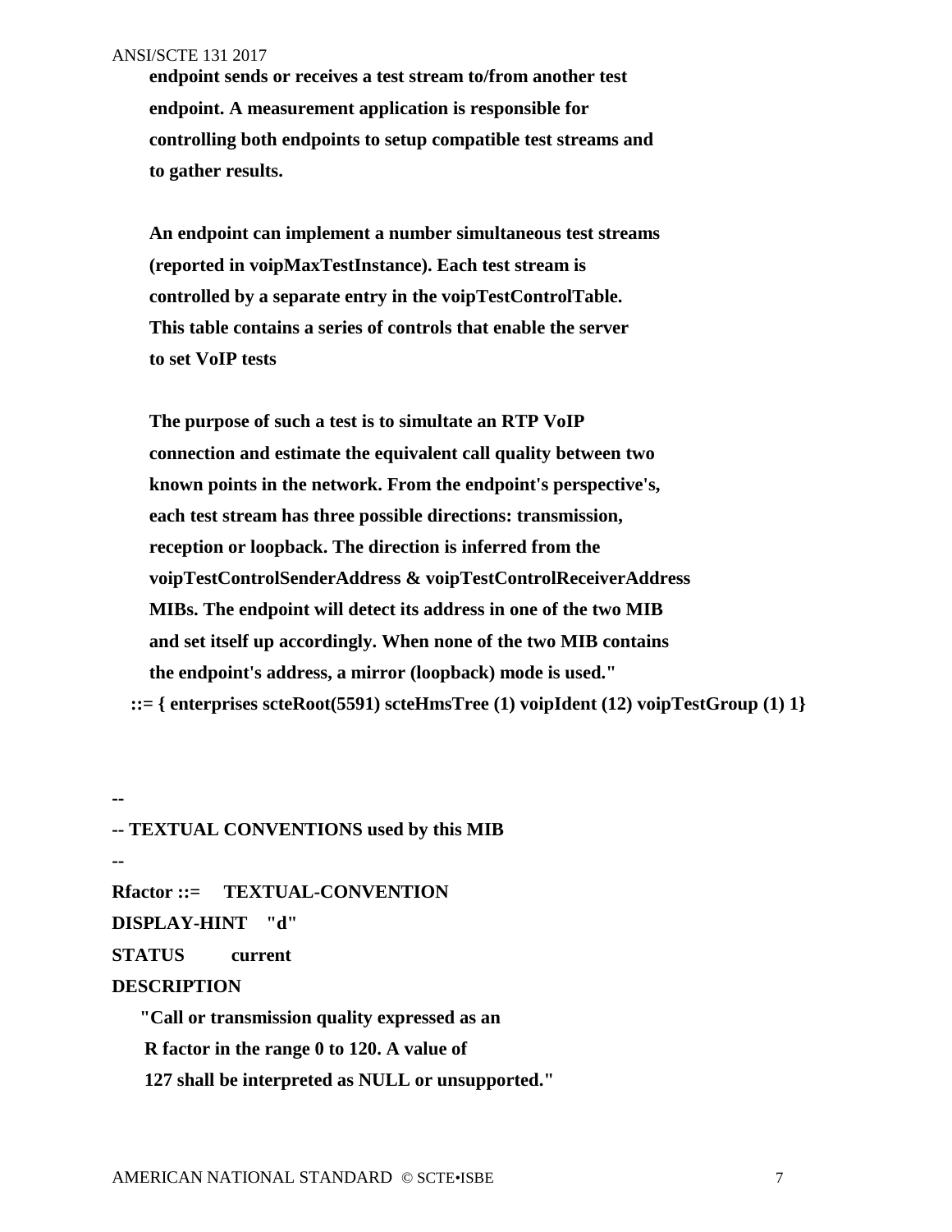```
        endpoint sends or receives a test stream to/from another test
        endpoint. A measurement application is responsible for
        controlling both endpoints to setup compatible test streams and
        to gather results.

        An endpoint can implement a number simultaneous test streams
        (reported in voipMaxTestInstance). Each test stream is
        controlled by a separate entry in the voipTestControlTable.
        This table contains a series of controls that enable the server
        to set VoIP tests

        The purpose of such a test is to simultate an RTP VoIP
        connection and estimate the equivalent call quality between two
        known points in the network. From the endpoint's perspective's,
        each test stream has three possible directions: transmission,
        reception or loopback. The direction is inferred from the
        voipTestControlSenderAddress & voipTestControlReceiverAddress
        MIBs. The endpoint will detect its address in one of the two MIB
        and set itself up accordingly. When none of the two MIB contains
        the endpoint's address, a mirror (loopback) mode is used."
    ::= { enterprises scteRoot(5591) scteHmsTree (1) voipIdent (12) voipTestGroup (1) 1}


--
-- TEXTUAL CONVENTIONS used by this MIB
--
Rfactor ::=     TEXTUAL-CONVENTION
DISPLAY-HINT    "d"
STATUS          current
DESCRIPTION
      "Call or transmission quality expressed as an
       R factor in the range 0 to 120. A value of
       127 shall be interpreted as NULL or unsupported."
```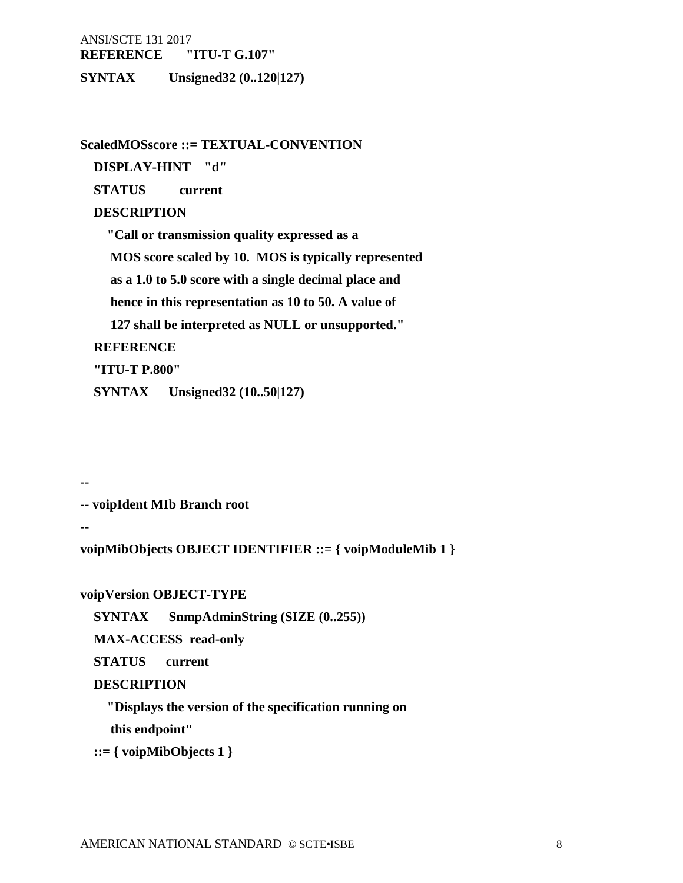```
REFERENCE       "ITU-T G.107"
SYNTAX          Unsigned32 (0..120|127)


ScaledMOSscore ::= TEXTUAL-CONVENTION
   DISPLAY-HINT    "d"
   STATUS          current
   DESCRIPTION
      "Call or transmission quality expressed as a
       MOS score scaled by 10.  MOS is typically represented
       as a 1.0 to 5.0 score with a single decimal place and
       hence in this representation as 10 to 50. A value of
       127 shall be interpreted as NULL or unsupported."
   REFERENCE
   "ITU-T P.800"
   SYNTAX      Unsigned32 (10..50|127)



--
-- voipIdent MIb Branch root
--
voipMibObjects OBJECT IDENTIFIER ::= { voipModuleMib 1 }

voipVersion OBJECT-TYPE
   SYNTAX      SnmpAdminString (SIZE (0..255))
   MAX-ACCESS  read-only
   STATUS      current
   DESCRIPTION
      "Displays the version of the specification running on
       this endpoint"
   ::= { voipMibObjects 1 }
```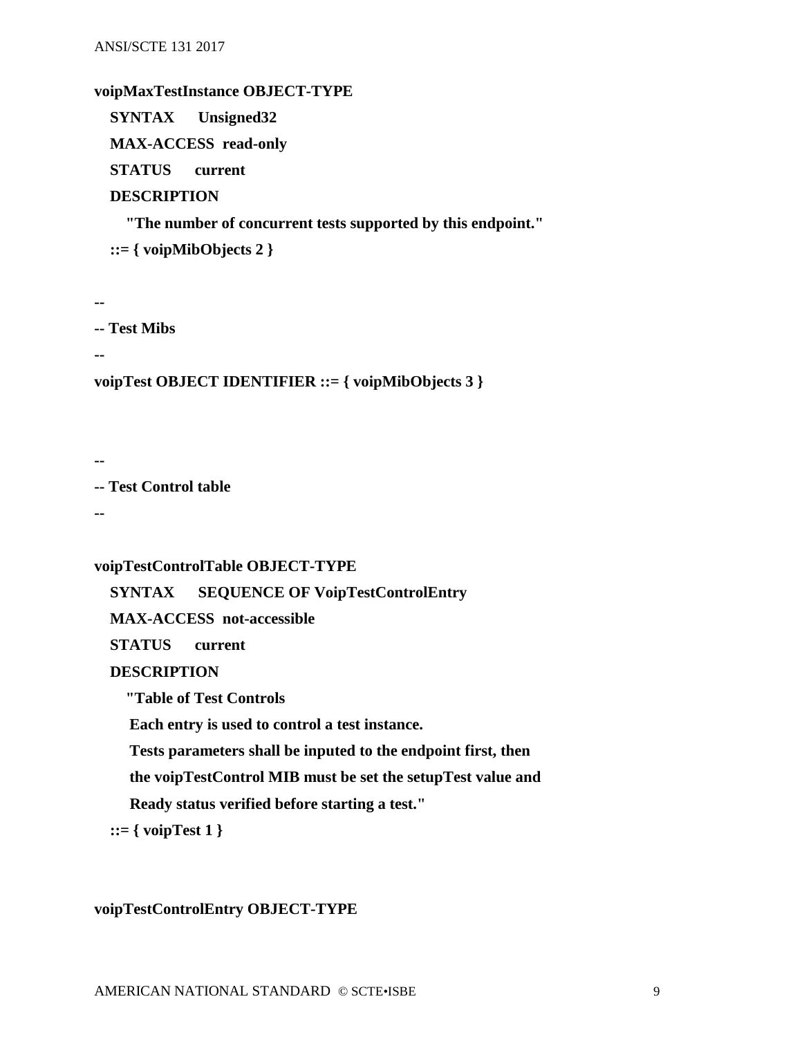```
voipMaxTestInstance OBJECT-TYPE
   SYNTAX      Unsigned32
   MAX-ACCESS  read-only
   STATUS      current
   DESCRIPTION
      "The number of concurrent tests supported by this endpoint."
   ::= { voipMibObjects 2 }

--
-- Test Mibs
--
voipTest OBJECT IDENTIFIER ::= { voipMibObjects 3 }


--
-- Test Control table
--

voipTestControlTable OBJECT-TYPE
   SYNTAX      SEQUENCE OF VoipTestControlEntry
   MAX-ACCESS  not-accessible
   STATUS      current
   DESCRIPTION
      "Table of Test Controls
       Each entry is used to control a test instance.
       Tests parameters shall be inputed to the endpoint first, then
       the voipTestControl MIB must be set the setupTest value and
       Ready status verified before starting a test."
   ::= { voipTest 1 }


voipTestControlEntry OBJECT-TYPE
```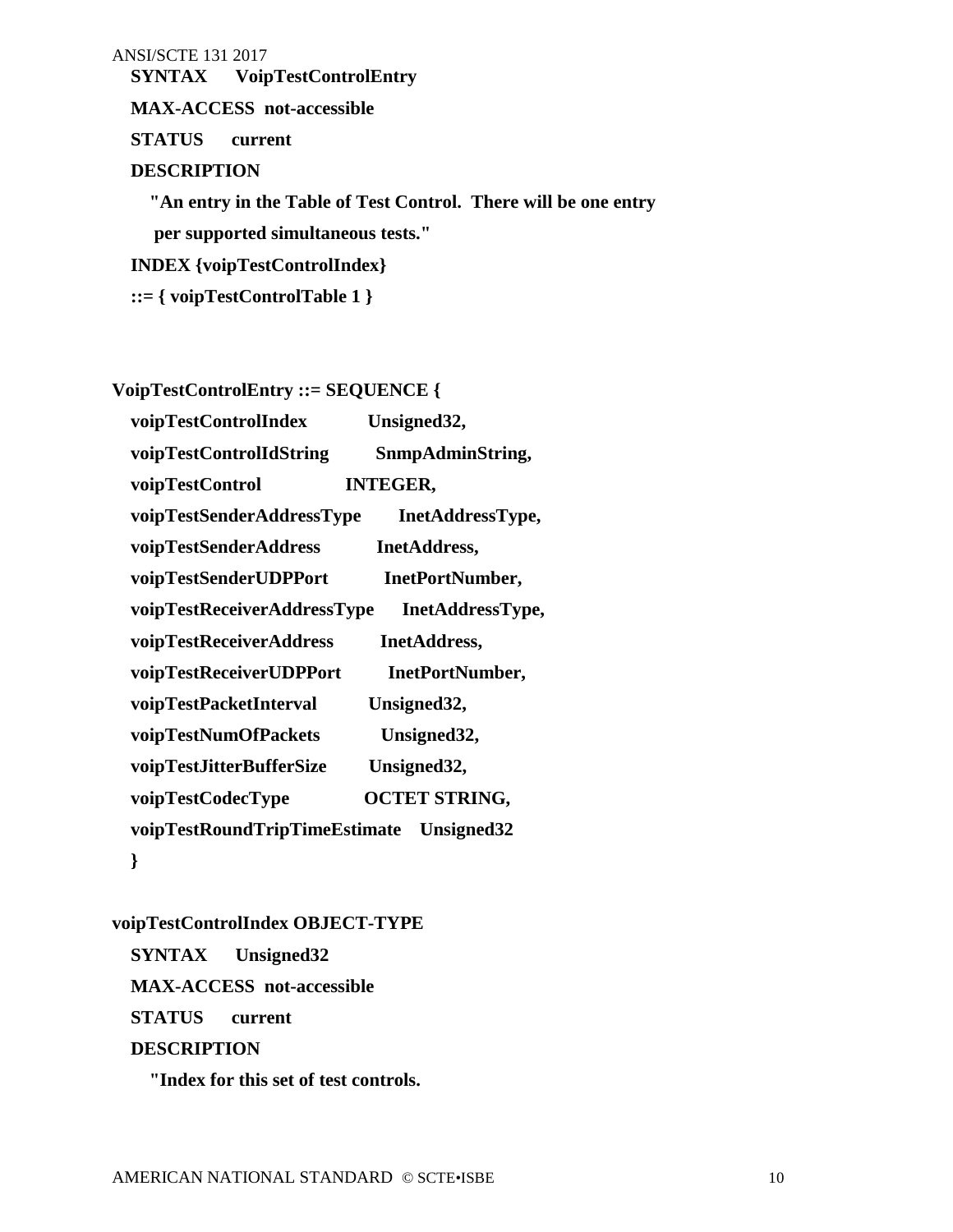```
   SYNTAX      VoipTestControlEntry
   MAX-ACCESS  not-accessible
   STATUS      current
   DESCRIPTION
      "An entry in the Table of Test Control.  There will be one entry
       per supported simultaneous tests."
   INDEX {voipTestControlIndex}
   ::= { voipTestControlTable 1 }


VoipTestControlEntry ::= SEQUENCE {
   voipTestControlIndex            Unsigned32,
   voipTestControlIdString         SnmpAdminString,
   voipTestControl                 INTEGER,
   voipTestSenderAddressType       InetAddressType,
   voipTestSenderAddress           InetAddress,
   voipTestSenderUDPPort           InetPortNumber,
   voipTestReceiverAddressType     InetAddressType,
   voipTestReceiverAddress         InetAddress,
   voipTestReceiverUDPPort         InetPortNumber,
   voipTestPacketInterval          Unsigned32,
   voipTestNumOfPackets            Unsigned32,
   voipTestJitterBufferSize        Unsigned32,
   voipTestCodecType               OCTET STRING,
   voipTestRoundTripTimeEstimate   Unsigned32
   }

voipTestControlIndex OBJECT-TYPE
   SYNTAX      Unsigned32
   MAX-ACCESS  not-accessible
   STATUS      current
   DESCRIPTION
      "Index for this set of test controls.
```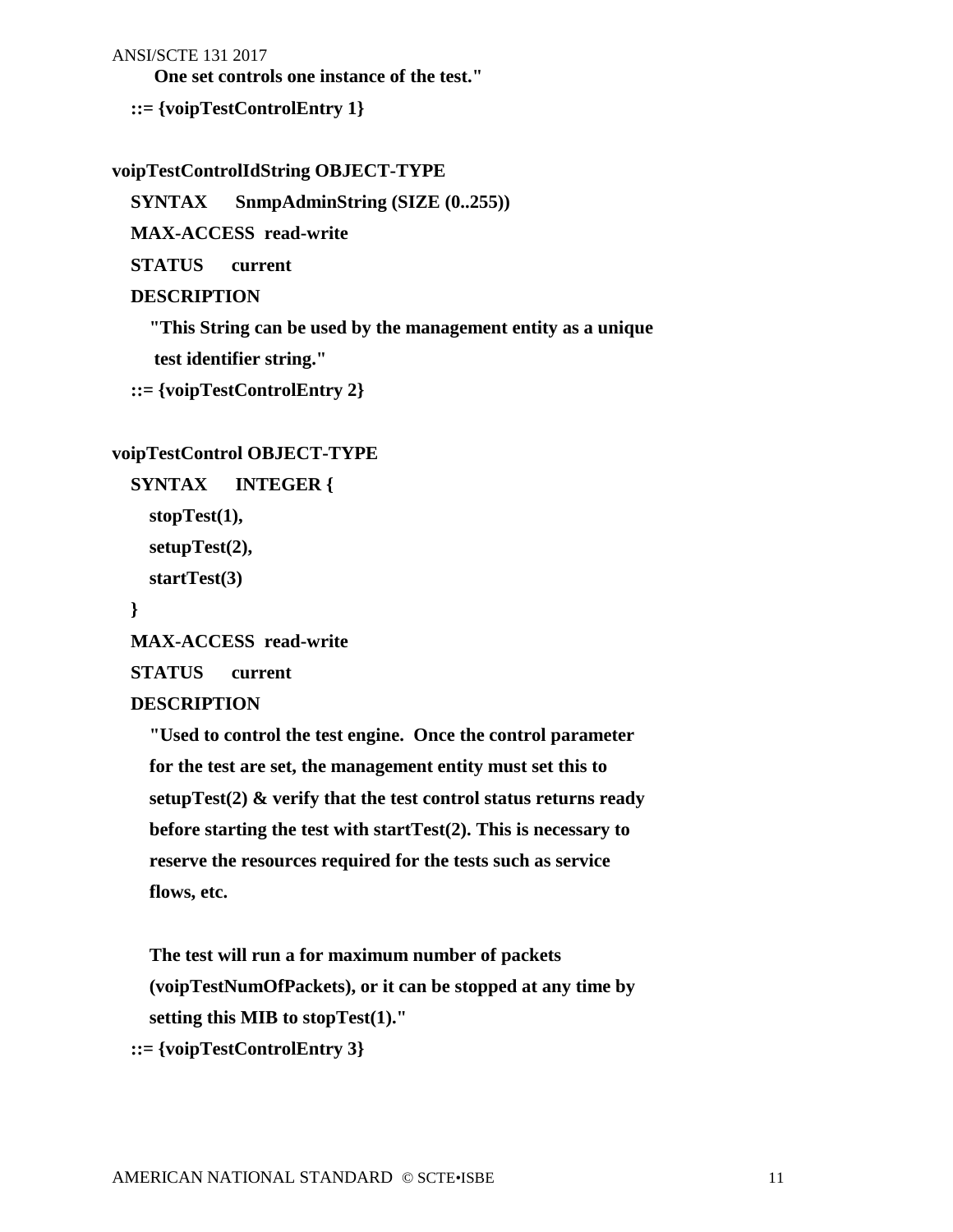```
     One set controls one instance of the test."
  ::= {voipTestControlEntry 1}

voipTestControlIdString OBJECT-TYPE
  SYNTAX      SnmpAdminString (SIZE (0..255))
  MAX-ACCESS  read-write
  STATUS      current
  DESCRIPTION
     "This String can be used by the management entity as a unique
      test identifier string."
  ::= {voipTestControlEntry 2}

voipTestControl OBJECT-TYPE
  SYNTAX      INTEGER {
     stopTest(1),
     setupTest(2),
     startTest(3)
  }
  MAX-ACCESS  read-write
  STATUS      current
  DESCRIPTION
     "Used to control the test engine.  Once the control parameter
     for the test are set, the management entity must set this to
     setupTest(2) & verify that the test control status returns ready
     before starting the test with startTest(2). This is necessary to
     reserve the resources required for the tests such as service
     flows, etc.

     The test will run a for maximum number of packets
     (voipTestNumOfPackets), or it can be stopped at any time by
     setting this MIB to stopTest(1)."
  ::= {voipTestControlEntry 3}
```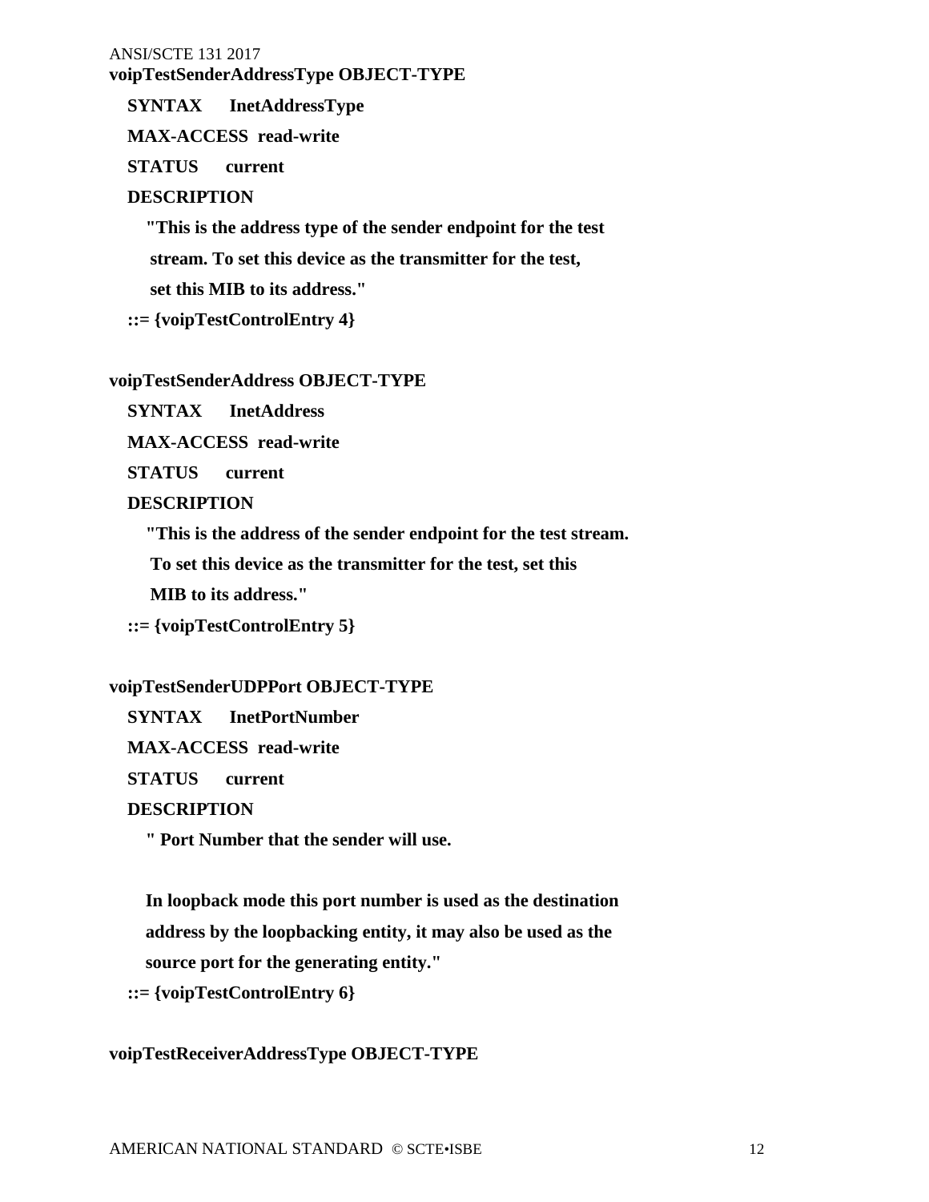**voipTestSenderAddressType OBJECT-TYPE**

**SYNTAX InetAddressType**

**MAX-ACCESS read-write**

**STATUS current**

**DESCRIPTION**

**"This is the address type of the sender endpoint for the test stream. To set this device as the transmitter for the test, set this MIB to its address."**

**::= {voipTestControlEntry 4}**

**voipTestSenderAddress OBJECT-TYPE**

**SYNTAX InetAddress**

**MAX-ACCESS read-write**

**STATUS current**

**DESCRIPTION**

**"This is the address of the sender endpoint for the test stream. To set this device as the transmitter for the test, set this MIB to its address."**

**::= {voipTestControlEntry 5}**

**voipTestSenderUDPPort OBJECT-TYPE**

**SYNTAX InetPortNumber**

**MAX-ACCESS read-write**

**STATUS current**

**DESCRIPTION**

**" Port Number that the sender will use.**

**In loopback mode this port number is used as the destination address by the loopbacking entity, it may also be used as the source port for the generating entity."**

**::= {voipTestControlEntry 6}**

**voipTestReceiverAddressType OBJECT-TYPE**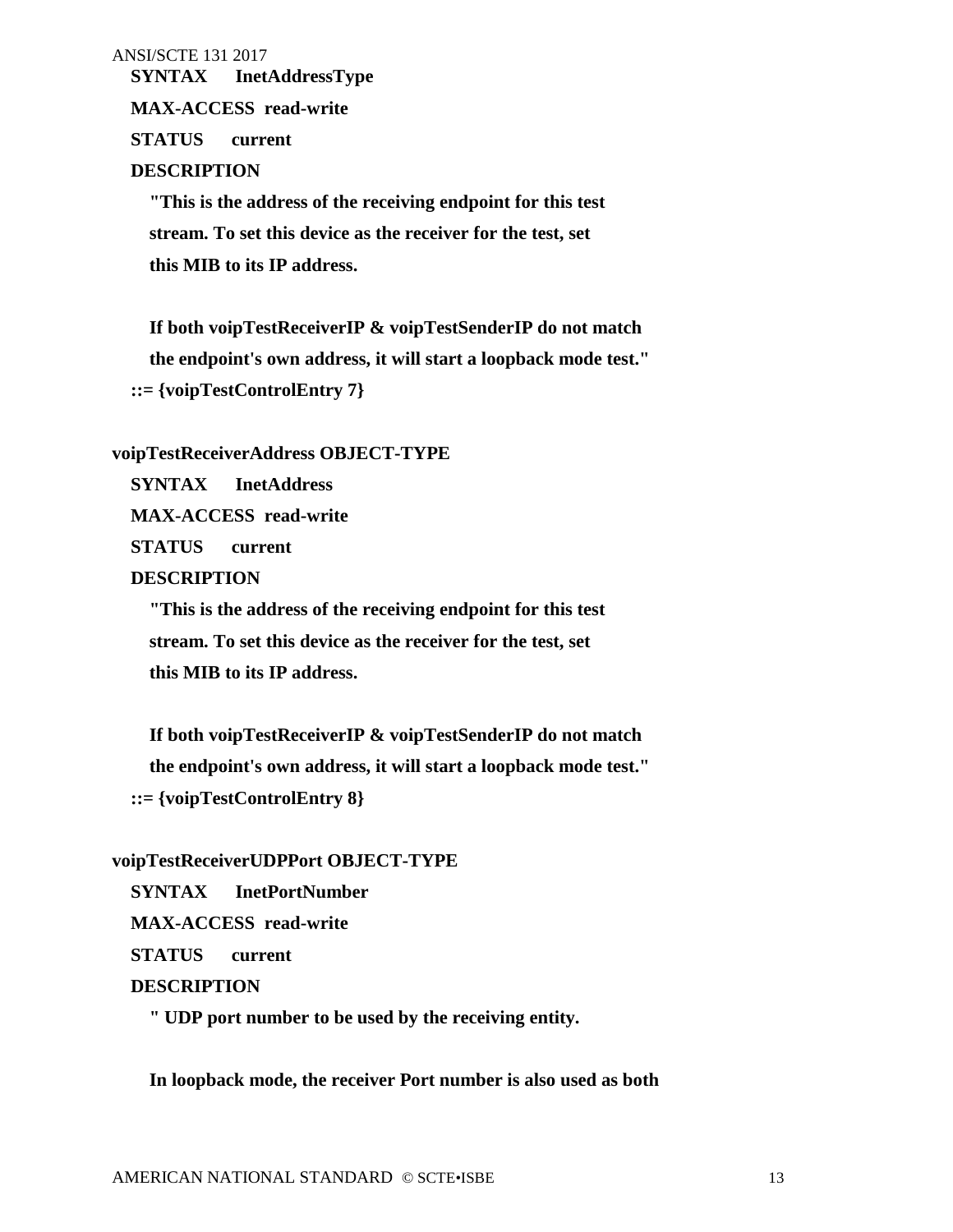```
    SYNTAX      InetAddressType
    MAX-ACCESS  read-write
    STATUS      current
    DESCRIPTION
      "This is the address of the receiving endpoint for this test
      stream. To set this device as the receiver for the test, set
      this MIB to its IP address.

      If both voipTestReceiverIP & voipTestSenderIP do not match
      the endpoint's own address, it will start a loopback mode test."
    ::= {voipTestControlEntry 7}

voipTestReceiverAddress OBJECT-TYPE
    SYNTAX      InetAddress
    MAX-ACCESS  read-write
    STATUS      current
    DESCRIPTION
      "This is the address of the receiving endpoint for this test
      stream. To set this device as the receiver for the test, set
      this MIB to its IP address.

      If both voipTestReceiverIP & voipTestSenderIP do not match
      the endpoint's own address, it will start a loopback mode test."
    ::= {voipTestControlEntry 8}

voipTestReceiverUDPPort OBJECT-TYPE
    SYNTAX      InetPortNumber
    MAX-ACCESS  read-write
    STATUS      current
    DESCRIPTION
      " UDP port number to be used by the receiving entity.

      In loopback mode, the receiver Port number is also used as both
```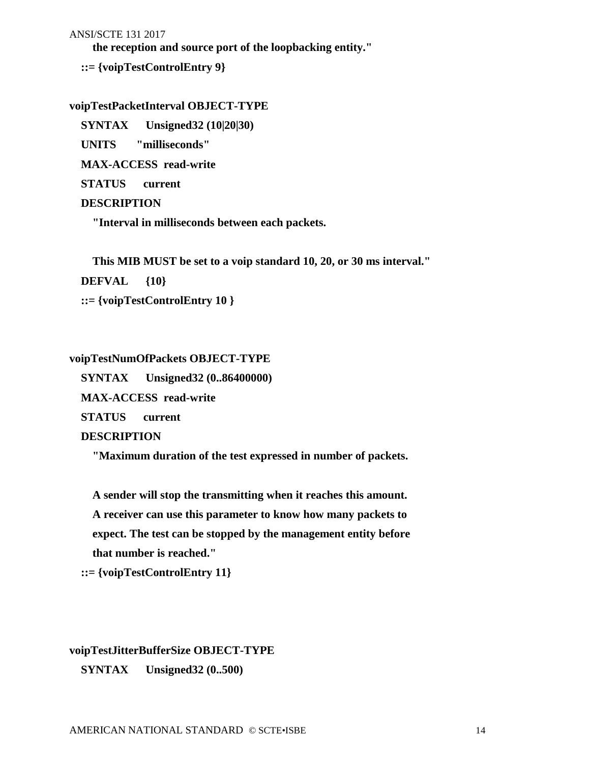```
    the reception and source port of the loopbacking entity."
  ::= {voipTestControlEntry 9}

voipTestPacketInterval OBJECT-TYPE
  SYNTAX      Unsigned32 (10|20|30)
  UNITS       "milliseconds"
  MAX-ACCESS  read-write
  STATUS      current
  DESCRIPTION
    "Interval in milliseconds between each packets.

    This MIB MUST be set to a voip standard 10, 20, or 30 ms interval."
  DEFVAL      {10}
  ::= {voipTestControlEntry 10 }


voipTestNumOfPackets OBJECT-TYPE
  SYNTAX      Unsigned32 (0..86400000)
  MAX-ACCESS  read-write
  STATUS      current
  DESCRIPTION
    "Maximum duration of the test expressed in number of packets.

    A sender will stop the transmitting when it reaches this amount.
    A receiver can use this parameter to know how many packets to
    expect. The test can be stopped by the management entity before
    that number is reached."
  ::= {voipTestControlEntry 11}



voipTestJitterBufferSize OBJECT-TYPE
  SYNTAX      Unsigned32 (0..500)
```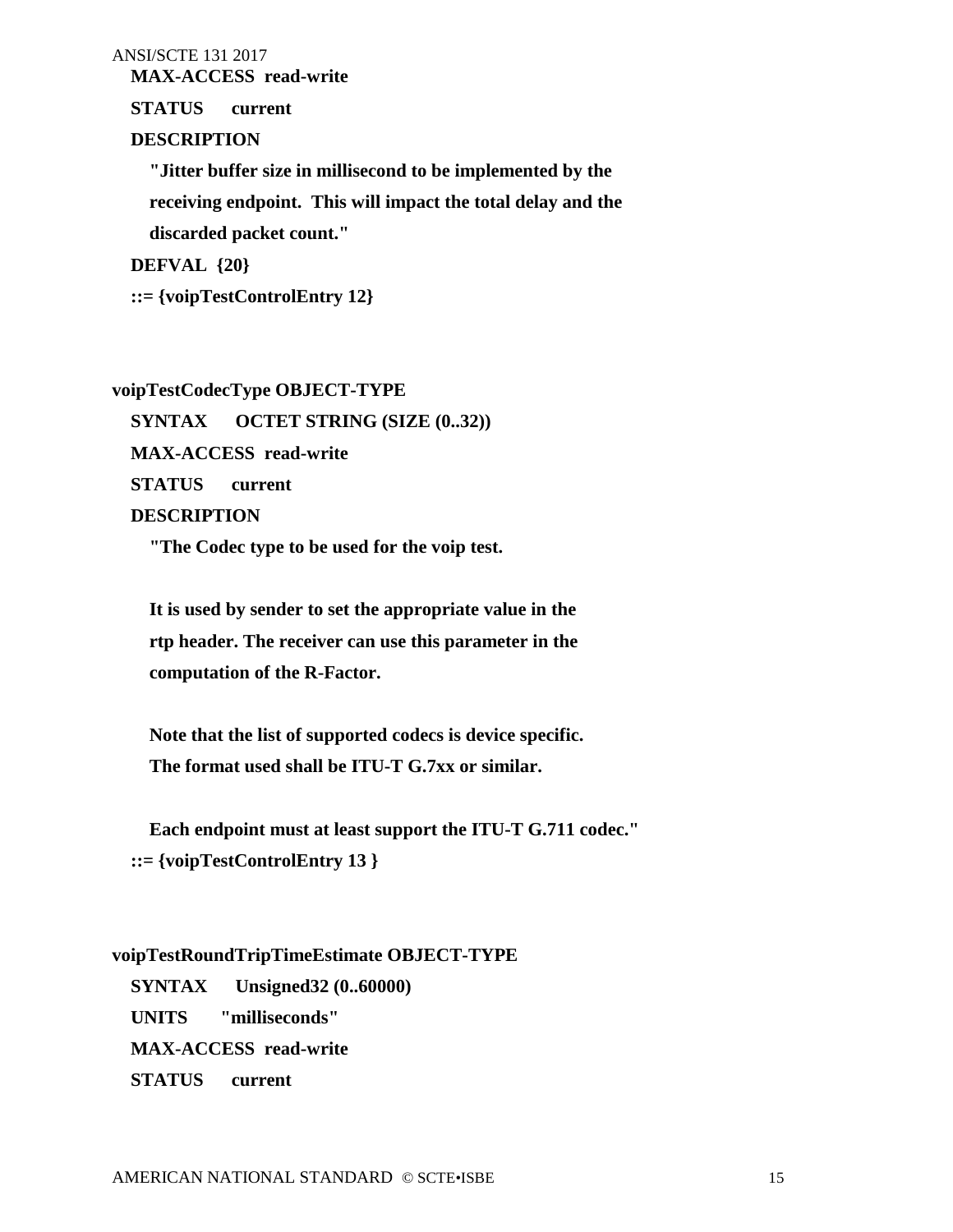```
   MAX-ACCESS  read-write
   STATUS      current
   DESCRIPTION
      "Jitter buffer size in millisecond to be implemented by the
      receiving endpoint.  This will impact the total delay and the
      discarded packet count."
   DEFVAL  {20}
   ::= {voipTestControlEntry 12}


voipTestCodecType OBJECT-TYPE
   SYNTAX      OCTET STRING (SIZE (0..32))
   MAX-ACCESS  read-write
   STATUS      current
   DESCRIPTION
      "The Codec type to be used for the voip test.

      It is used by sender to set the appropriate value in the
      rtp header. The receiver can use this parameter in the
      computation of the R-Factor.

      Note that the list of supported codecs is device specific.
      The format used shall be ITU-T G.7xx or similar.

      Each endpoint must at least support the ITU-T G.711 codec."
   ::= {voipTestControlEntry 13 }


voipTestRoundTripTimeEstimate OBJECT-TYPE
   SYNTAX      Unsigned32 (0..60000)
   UNITS       "milliseconds"
   MAX-ACCESS  read-write
   STATUS      current
```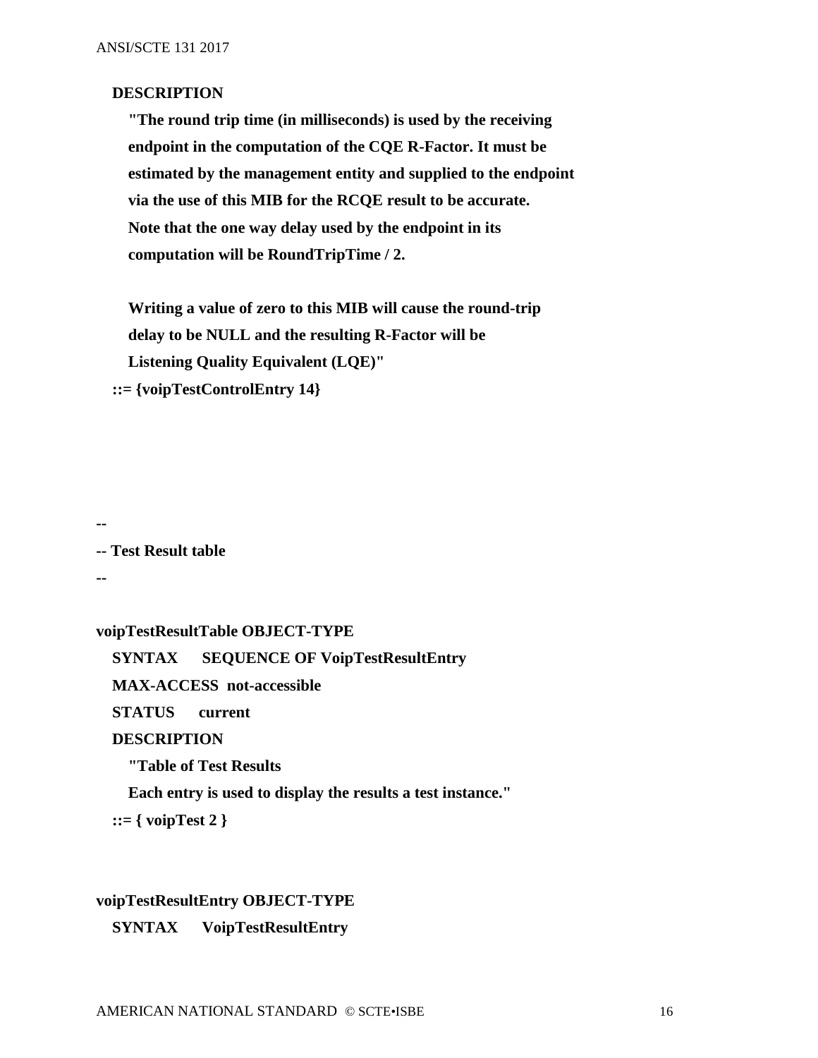```
    DESCRIPTION
       "The round trip time (in milliseconds) is used by the receiving
       endpoint in the computation of the CQE R-Factor. It must be
       estimated by the management entity and supplied to the endpoint
       via the use of this MIB for the RCQE result to be accurate.
       Note that the one way delay used by the endpoint in its
       computation will be RoundTripTime / 2.

       Writing a value of zero to this MIB will cause the round-trip
       delay to be NULL and the resulting R-Factor will be
       Listening Quality Equivalent (LQE)"
    ::= {voipTestControlEntry 14}




--
-- Test Result table
--

voipTestResultTable OBJECT-TYPE
    SYNTAX      SEQUENCE OF VoipTestResultEntry
    MAX-ACCESS  not-accessible
    STATUS      current
    DESCRIPTION
       "Table of Test Results
       Each entry is used to display the results a test instance."
    ::= { voipTest 2 }


voipTestResultEntry OBJECT-TYPE
    SYNTAX      VoipTestResultEntry
```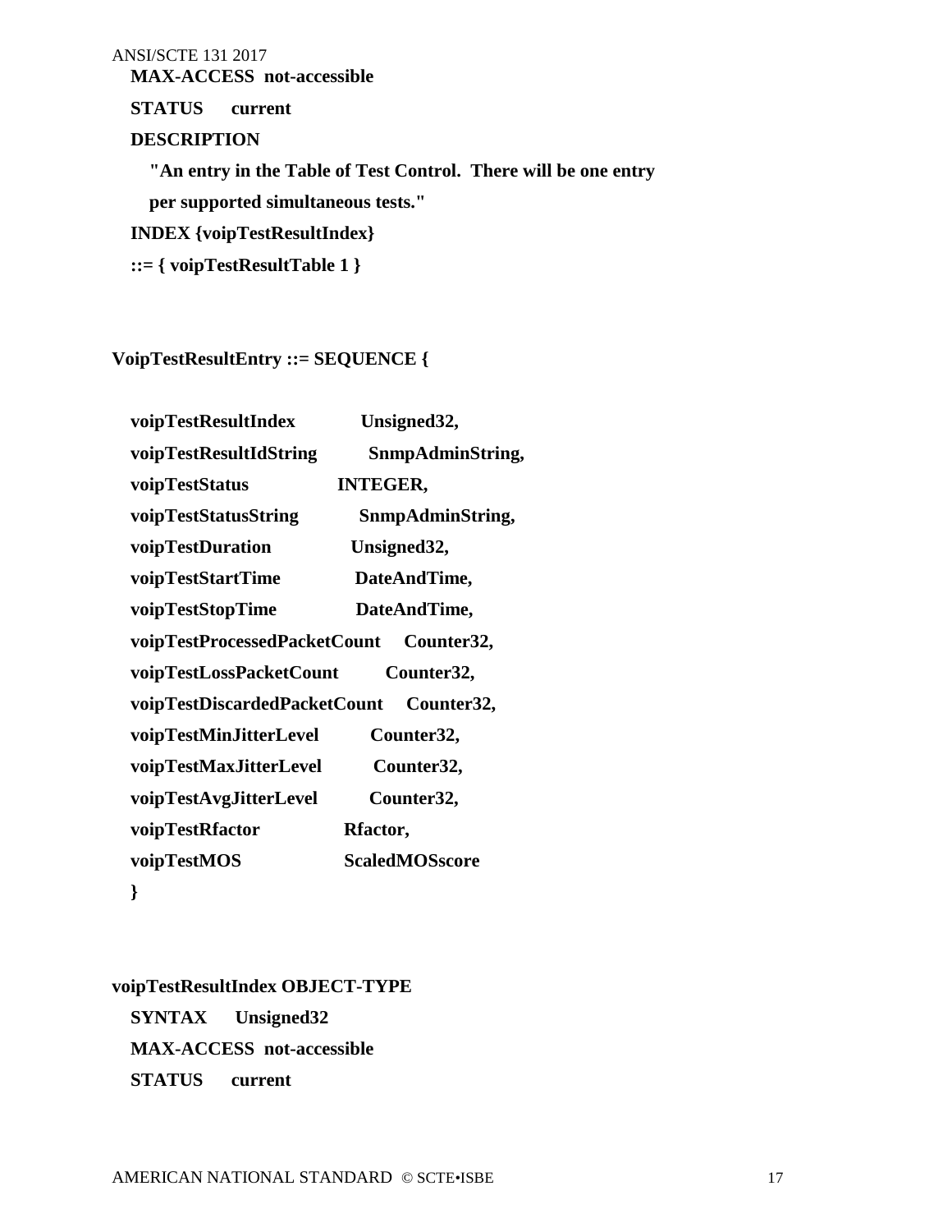```
   MAX-ACCESS  not-accessible
   STATUS      current
   DESCRIPTION
      "An entry in the Table of Test Control.  There will be one entry
      per supported simultaneous tests."
   INDEX {voipTestResultIndex}
   ::= { voipTestResultTable 1 }


VoipTestResultEntry ::= SEQUENCE {

   voipTestResultIndex            Unsigned32,
   voipTestResultIdString         SnmpAdminString,
   voipTestStatus                 INTEGER,
   voipTestStatusString           SnmpAdminString,
   voipTestDuration               Unsigned32,
   voipTestStartTime              DateAndTime,
   voipTestStopTime               DateAndTime,
   voipTestProcessedPacketCount   Counter32,
   voipTestLossPacketCount        Counter32,
   voipTestDiscardedPacketCount   Counter32,
   voipTestMinJitterLevel         Counter32,
   voipTestMaxJitterLevel         Counter32,
   voipTestAvgJitterLevel         Counter32,
   voipTestRfactor                Rfactor,
   voipTestMOS                    ScaledMOSscore
   }


voipTestResultIndex OBJECT-TYPE
   SYNTAX      Unsigned32
   MAX-ACCESS  not-accessible
   STATUS      current
```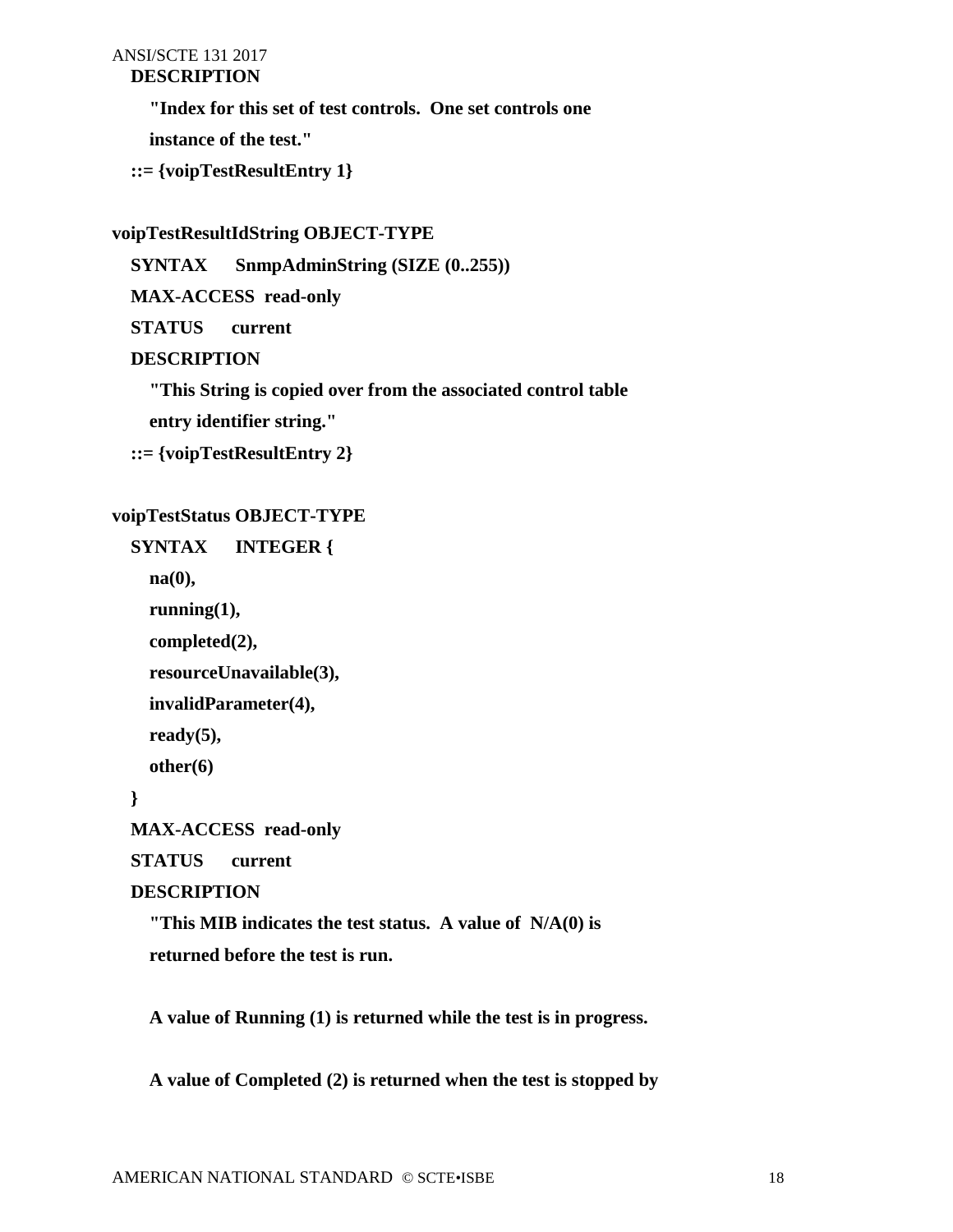```
   DESCRIPTION
      "Index for this set of test controls.  One set controls one
      instance of the test."
   ::= {voipTestResultEntry 1}

voipTestResultIdString OBJECT-TYPE
   SYNTAX      SnmpAdminString (SIZE (0..255))
   MAX-ACCESS  read-only
   STATUS      current
   DESCRIPTION
      "This String is copied over from the associated control table
      entry identifier string."
   ::= {voipTestResultEntry 2}

voipTestStatus OBJECT-TYPE
   SYNTAX      INTEGER {
      na(0),
      running(1),
      completed(2),
      resourceUnavailable(3),
      invalidParameter(4),
      ready(5),
      other(6)
   }
   MAX-ACCESS  read-only
   STATUS      current
   DESCRIPTION
      "This MIB indicates the test status.  A value of  N/A(0) is
      returned before the test is run.

      A value of Running (1) is returned while the test is in progress.

      A value of Completed (2) is returned when the test is stopped by
```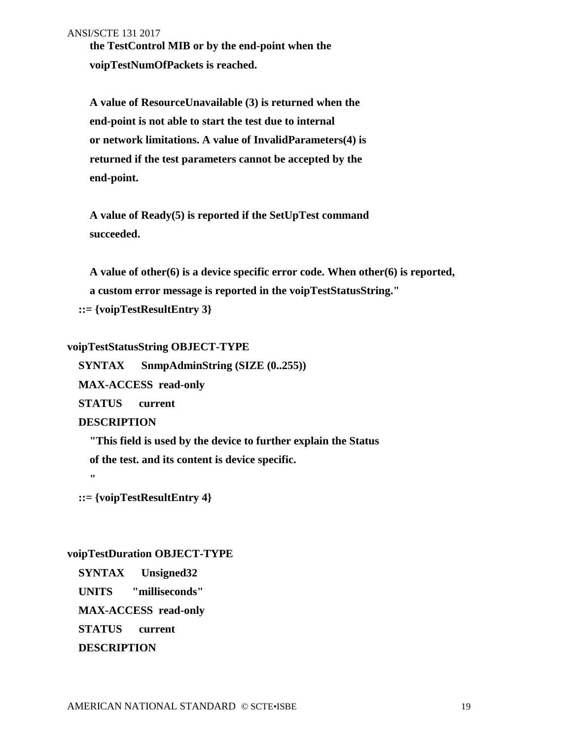```
        the TestControl MIB or by the end-point when the
        voipTestNumOfPackets is reached.

        A value of ResourceUnavailable (3) is returned when the
        end-point is not able to start the test due to internal
        or network limitations. A value of InvalidParameters(4) is
        returned if the test parameters cannot be accepted by the
        end-point.

        A value of Ready(5) is reported if the SetUpTest command
        succeeded.

        A value of other(6) is a device specific error code. When other(6) is reported,
        a custom error message is reported in the voipTestStatusString."
    ::= {voipTestResultEntry 3}

voipTestStatusString OBJECT-TYPE
    SYNTAX      SnmpAdminString (SIZE (0..255))
    MAX-ACCESS  read-only
    STATUS      current
    DESCRIPTION
        "This field is used by the device to further explain the Status
        of the test. and its content is device specific.
        "
    ::= {voipTestResultEntry 4}


voipTestDuration OBJECT-TYPE
    SYNTAX      Unsigned32
    UNITS       "milliseconds"
    MAX-ACCESS  read-only
    STATUS      current
    DESCRIPTION
```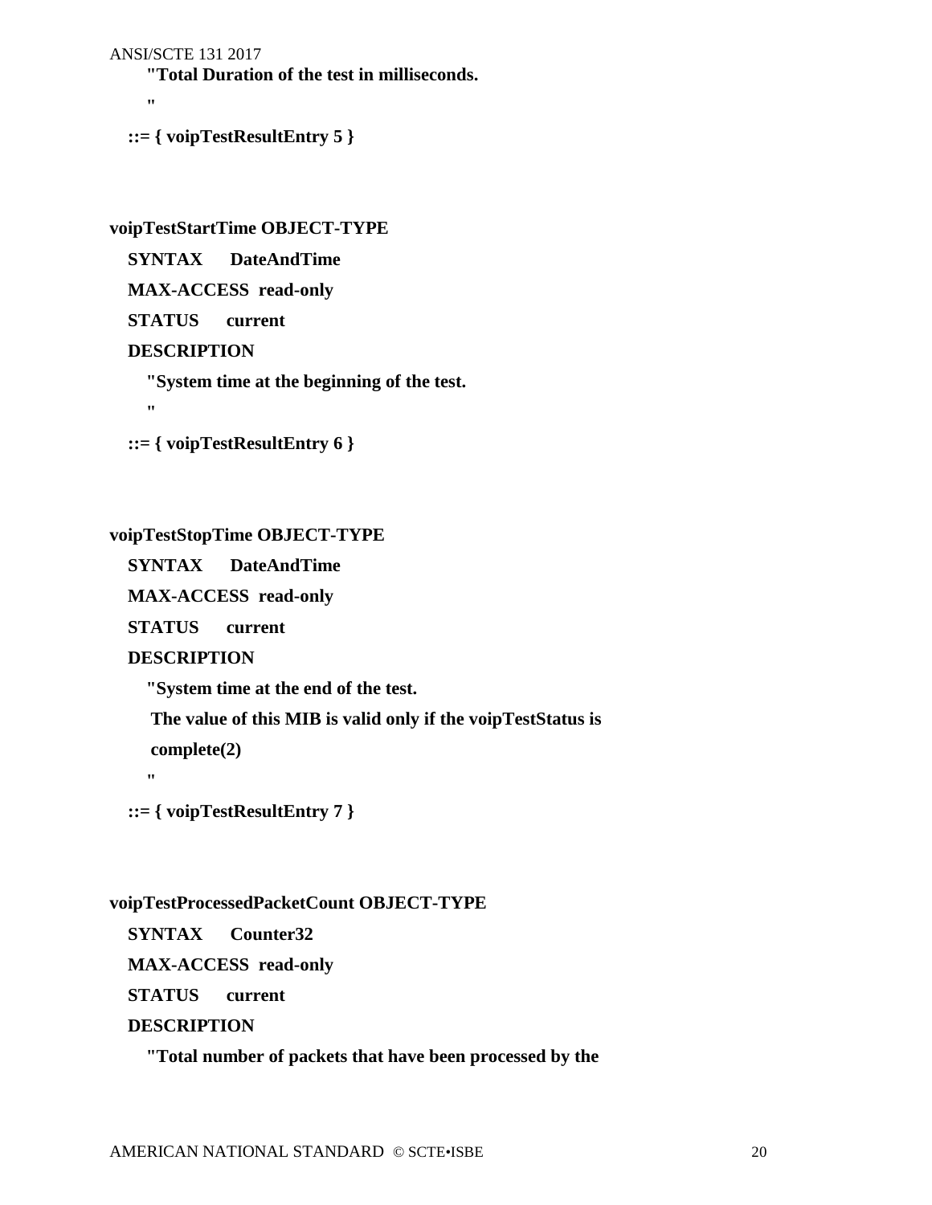```
        "Total Duration of the test in milliseconds.
        "
    ::= { voipTestResultEntry 5 }


voipTestStartTime OBJECT-TYPE
    SYNTAX      DateAndTime
    MAX-ACCESS  read-only
    STATUS      current
    DESCRIPTION
        "System time at the beginning of the test.
        "
    ::= { voipTestResultEntry 6 }


voipTestStopTime OBJECT-TYPE
    SYNTAX      DateAndTime
    MAX-ACCESS  read-only
    STATUS      current
    DESCRIPTION
        "System time at the end of the test.
         The value of this MIB is valid only if the voipTestStatus is
         complete(2)
        "
    ::= { voipTestResultEntry 7 }


voipTestProcessedPacketCount OBJECT-TYPE
    SYNTAX      Counter32
    MAX-ACCESS  read-only
    STATUS      current
    DESCRIPTION
        "Total number of packets that have been processed by the
```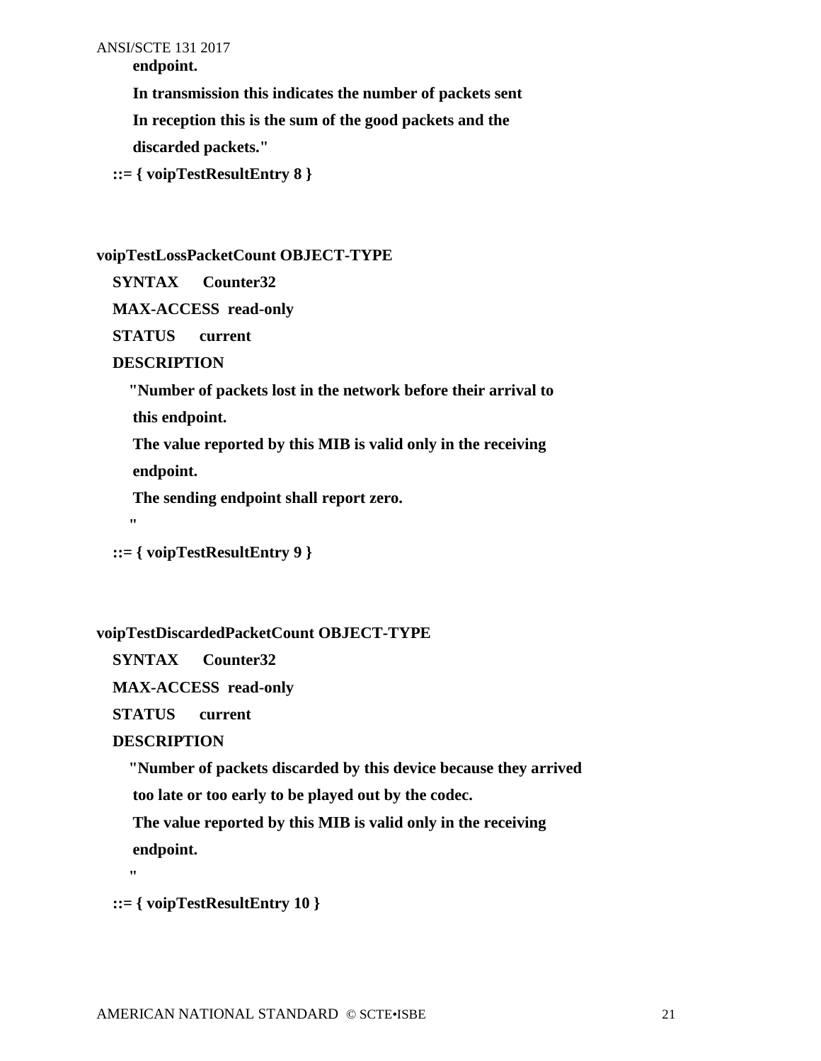```
        endpoint.
        In transmission this indicates the number of packets sent
        In reception this is the sum of the good packets and the
        discarded packets."
    ::= { voipTestResultEntry 8 }


voipTestLossPacketCount OBJECT-TYPE
    SYNTAX      Counter32
    MAX-ACCESS  read-only
    STATUS      current
    DESCRIPTION
       "Number of packets lost in the network before their arrival to
        this endpoint.
        The value reported by this MIB is valid only in the receiving
        endpoint.
        The sending endpoint shall report zero.
       "
    ::= { voipTestResultEntry 9 }


voipTestDiscardedPacketCount OBJECT-TYPE
    SYNTAX      Counter32
    MAX-ACCESS  read-only
    STATUS      current
    DESCRIPTION
       "Number of packets discarded by this device because they arrived
        too late or too early to be played out by the codec.
        The value reported by this MIB is valid only in the receiving
        endpoint.
       "
    ::= { voipTestResultEntry 10 }
```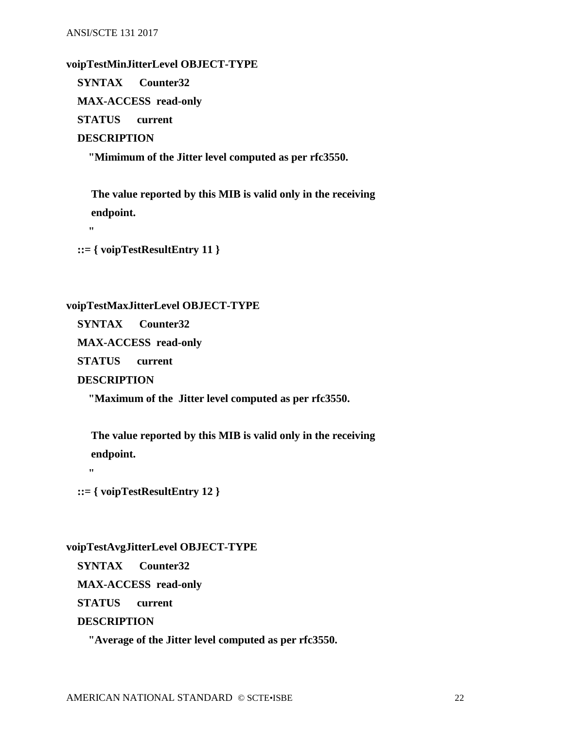```
voipTestMinJitterLevel OBJECT-TYPE
   SYNTAX      Counter32
   MAX-ACCESS  read-only
   STATUS      current
   DESCRIPTION
      "Mimimum of the Jitter level computed as per rfc3550.

       The value reported by this MIB is valid only in the receiving
       endpoint.
      "
   ::= { voipTestResultEntry 11 }


voipTestMaxJitterLevel OBJECT-TYPE
   SYNTAX      Counter32
   MAX-ACCESS  read-only
   STATUS      current
   DESCRIPTION
      "Maximum of the  Jitter level computed as per rfc3550.

       The value reported by this MIB is valid only in the receiving
       endpoint.
      "
   ::= { voipTestResultEntry 12 }


voipTestAvgJitterLevel OBJECT-TYPE
   SYNTAX      Counter32
   MAX-ACCESS  read-only
   STATUS      current
   DESCRIPTION
      "Average of the Jitter level computed as per rfc3550.
```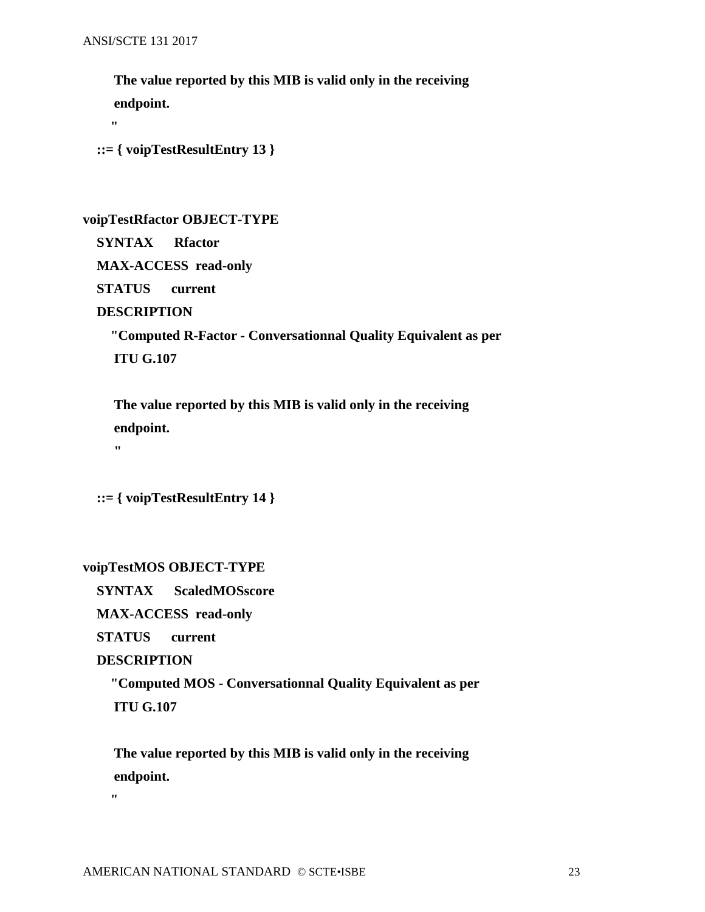```
      The value reported by this MIB is valid only in the receiving
      endpoint.
     "
   ::= { voipTestResultEntry 13 }


voipTestRfactor OBJECT-TYPE
   SYNTAX      Rfactor
   MAX-ACCESS  read-only
   STATUS      current
   DESCRIPTION
     "Computed R-Factor - Conversationnal Quality Equivalent as per
      ITU G.107

      The value reported by this MIB is valid only in the receiving
      endpoint.
      "

   ::= { voipTestResultEntry 14 }


voipTestMOS OBJECT-TYPE
   SYNTAX      ScaledMOSscore
   MAX-ACCESS  read-only
   STATUS      current
   DESCRIPTION
     "Computed MOS - Conversationnal Quality Equivalent as per
      ITU G.107

      The value reported by this MIB is valid only in the receiving
      endpoint.
     "
```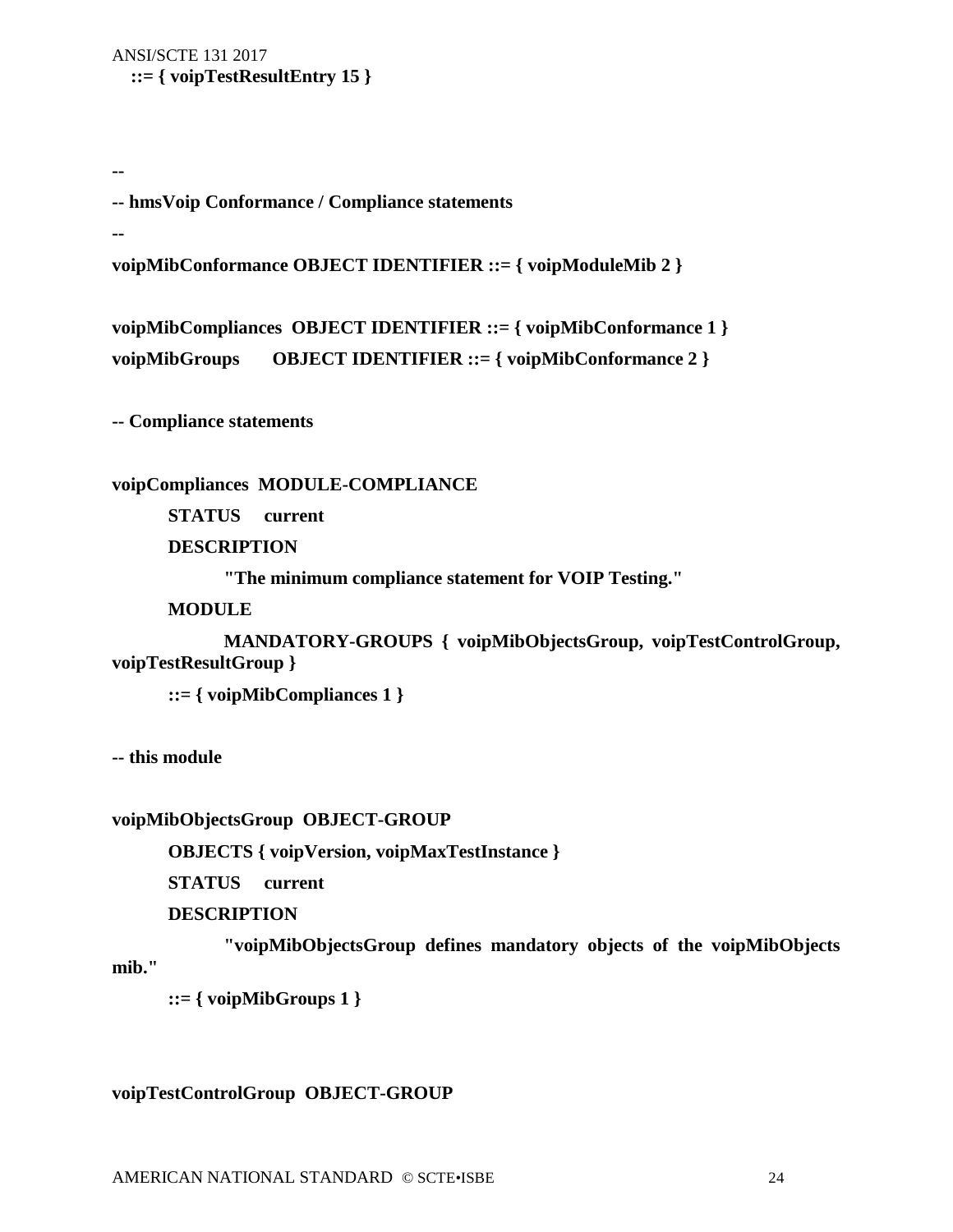```
   ::= { voipTestResultEntry 15 }


--
-- hmsVoip Conformance / Compliance statements
--
voipMibConformance OBJECT IDENTIFIER ::= { voipModuleMib 2 }

voipMibCompliances  OBJECT IDENTIFIER ::= { voipMibConformance 1 }
voipMibGroups       OBJECT IDENTIFIER ::= { voipMibConformance 2 }

-- Compliance statements

voipCompliances  MODULE-COMPLIANCE
        STATUS     current
        DESCRIPTION
                "The minimum compliance statement for VOIP Testing."
        MODULE
                MANDATORY-GROUPS  {  voipMibObjectsGroup,  voipTestControlGroup,
voipTestResultGroup }
        ::= { voipMibCompliances 1 }

-- this module

voipMibObjectsGroup  OBJECT-GROUP
        OBJECTS { voipVersion, voipMaxTestInstance }
        STATUS     current
        DESCRIPTION
                "voipMibObjectsGroup  defines  mandatory  objects  of  the  voipMibObjects
mib."
        ::= { voipMibGroups 1 }


voipTestControlGroup  OBJECT-GROUP
```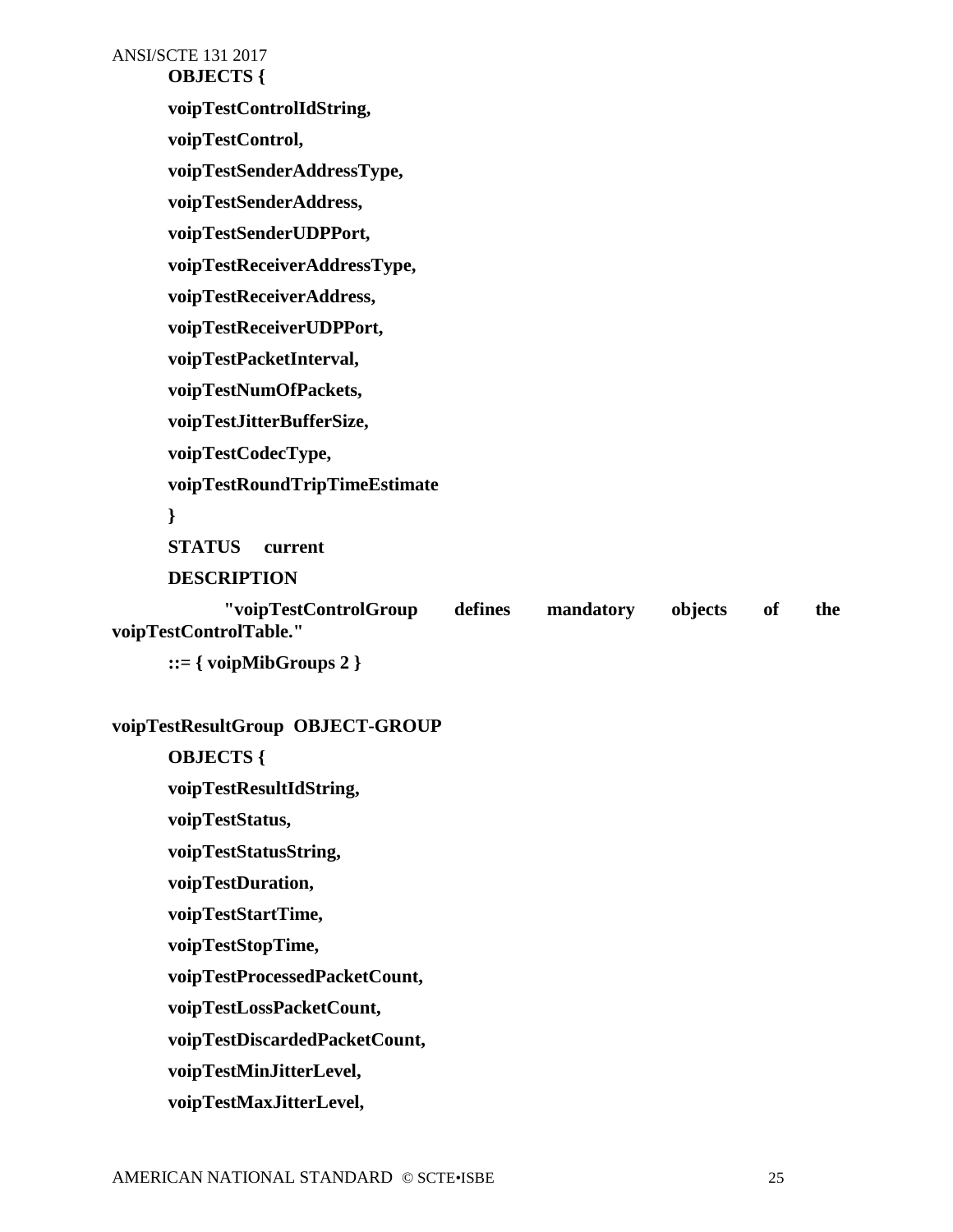```
        OBJECTS {
        voipTestControlIdString,
        voipTestControl,
        voipTestSenderAddressType,
        voipTestSenderAddress,
        voipTestSenderUDPPort,
        voipTestReceiverAddressType,
        voipTestReceiverAddress,
        voipTestReceiverUDPPort,
        voipTestPacketInterval,
        voipTestNumOfPackets,
        voipTestJitterBufferSize,
        voipTestCodecType,
        voipTestRoundTripTimeEstimate
        }
        STATUS     current
        DESCRIPTION
            "voipTestControlGroup defines mandatory objects of the
voipTestControlTable."
        ::= { voipMibGroups 2 }

voipTestResultGroup  OBJECT-GROUP
        OBJECTS {
        voipTestResultIdString,
        voipTestStatus,
        voipTestStatusString,
        voipTestDuration,
        voipTestStartTime,
        voipTestStopTime,
        voipTestProcessedPacketCount,
        voipTestLossPacketCount,
        voipTestDiscardedPacketCount,
        voipTestMinJitterLevel,
        voipTestMaxJitterLevel,
```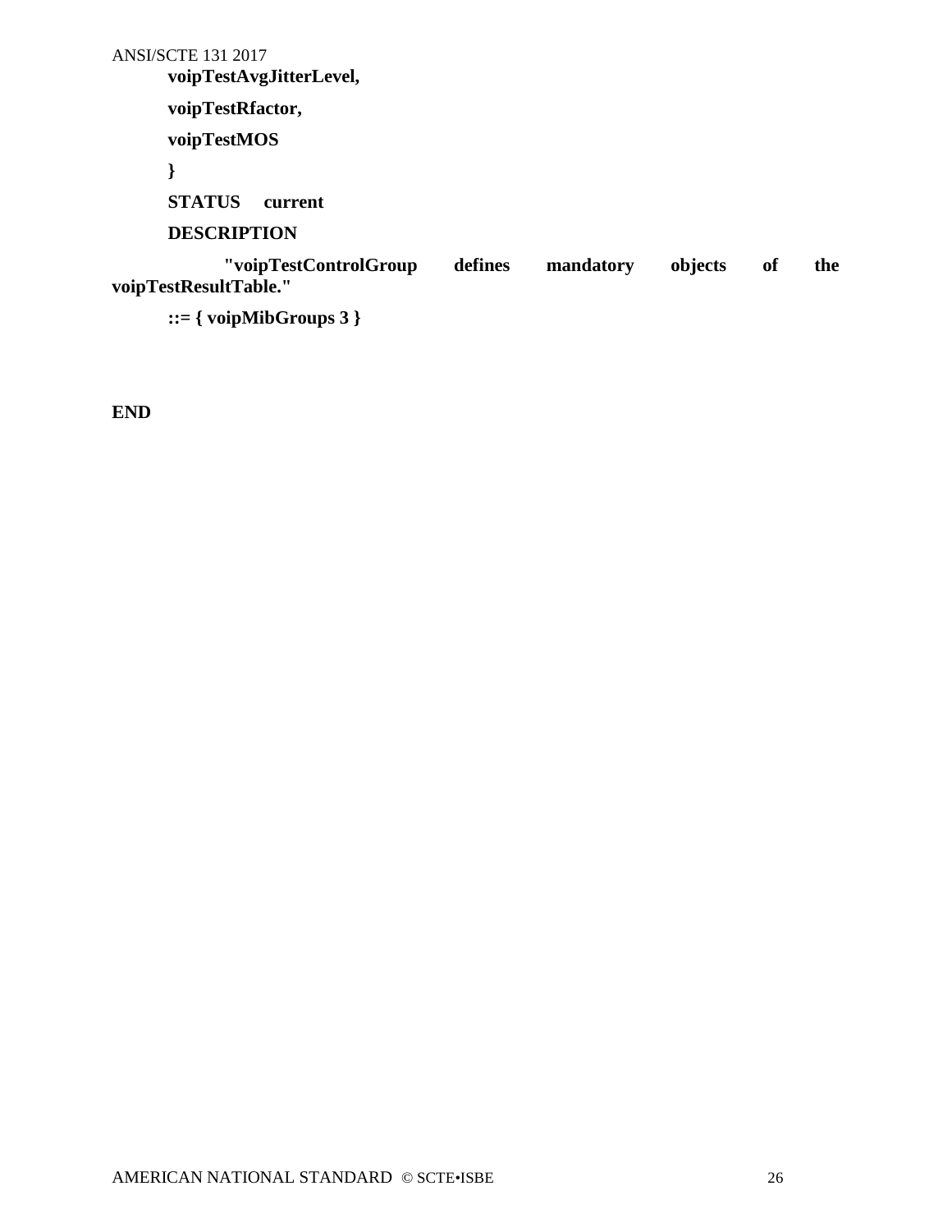```
        voipTestAvgJitterLevel,
        voipTestRfactor,
        voipTestMOS
        }
        STATUS     current
        DESCRIPTION
            "voipTestControlGroup defines mandatory objects of the
voipTestResultTable."
        ::= { voipMibGroups 3 }


END
```